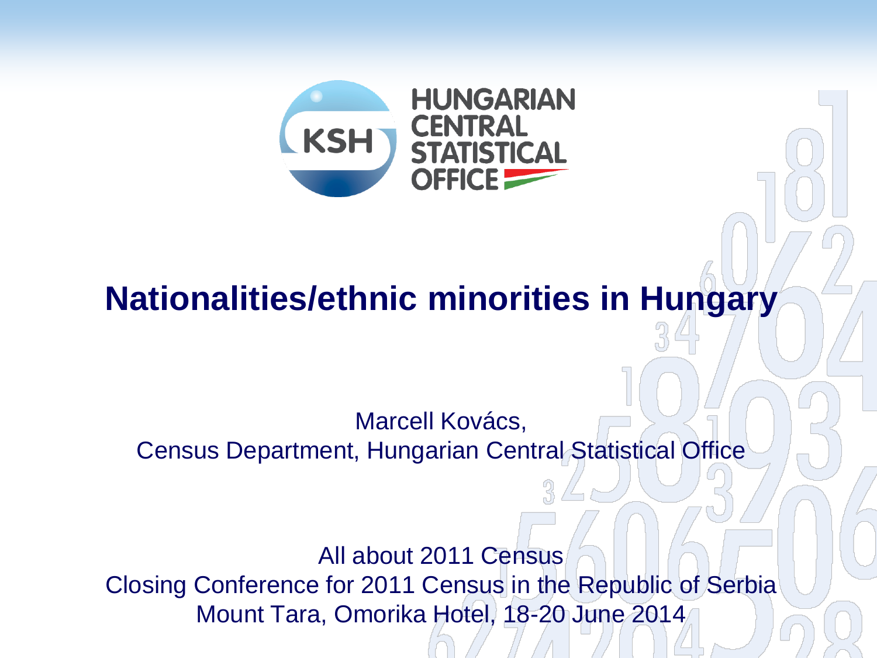HUNGARIAN CENTRAL STATISTICAL OFFICE

# Nationalities/ethnic minorities in Hungary

Marcell Kovács,
Census Department, Hungarian Central Statistical Office

All about 2011 Census
Closing Conference for 2011 Census in the Republic of Serbia
Mount Tara, Omorika Hotel, 18-20 June 2014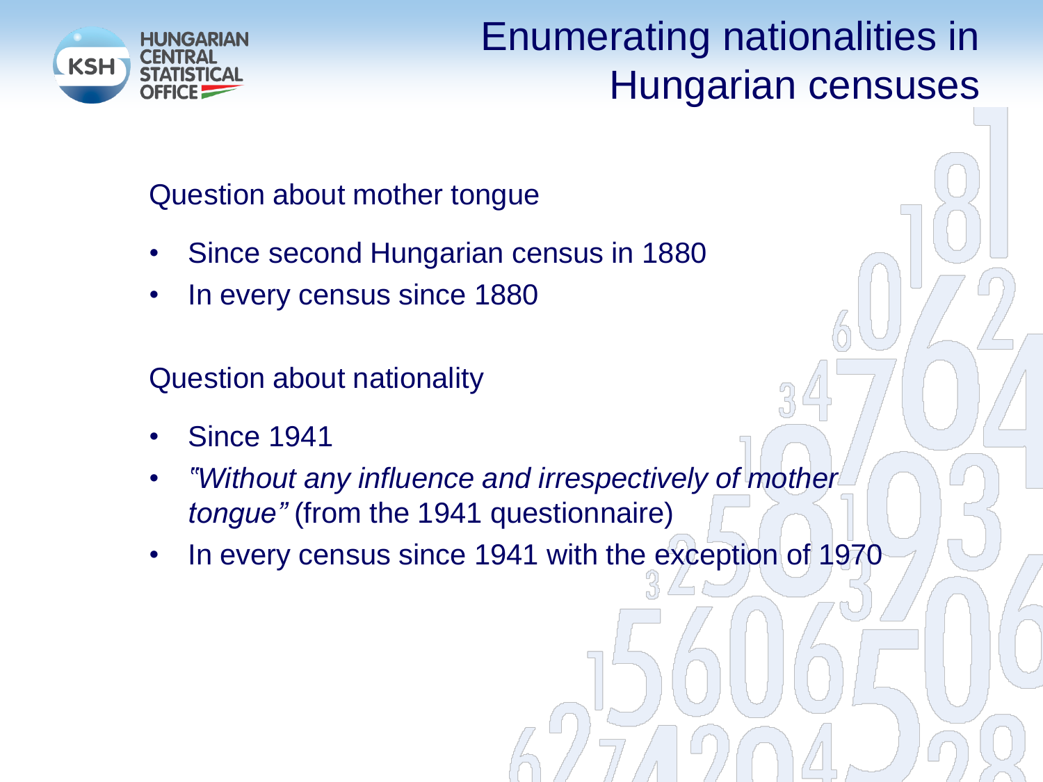# Enumerating nationalities in Hungarian censuses

Question about mother tongue

- Since second Hungarian census in 1880
- In every census since 1880

Question about nationality

- Since 1941
- *"Without any influence and irrespectively of mother tongue"* (from the 1941 questionnaire)
- In every census since 1941 with the exception of 1970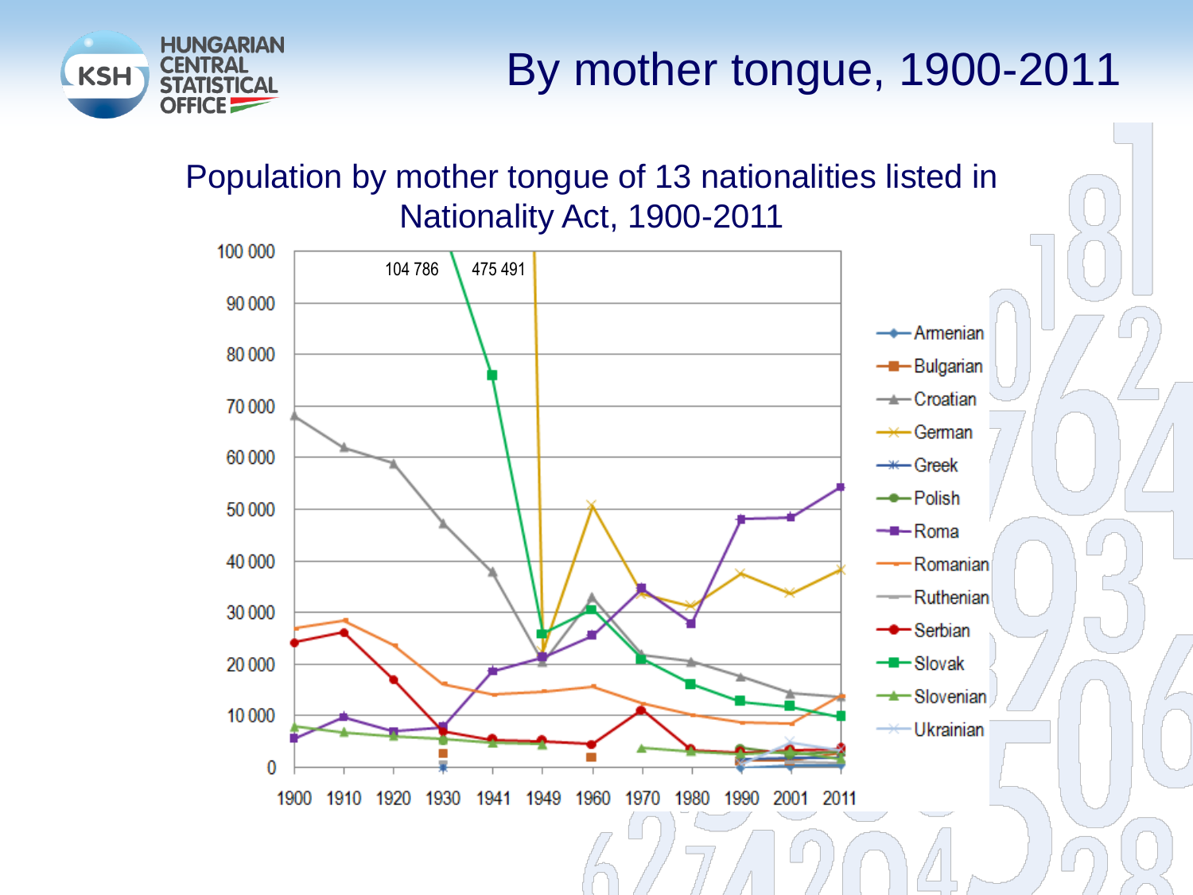# By mother tongue, 1900-2011

Population by mother tongue of 13 nationalities listed in Nationality Act, 1900-2011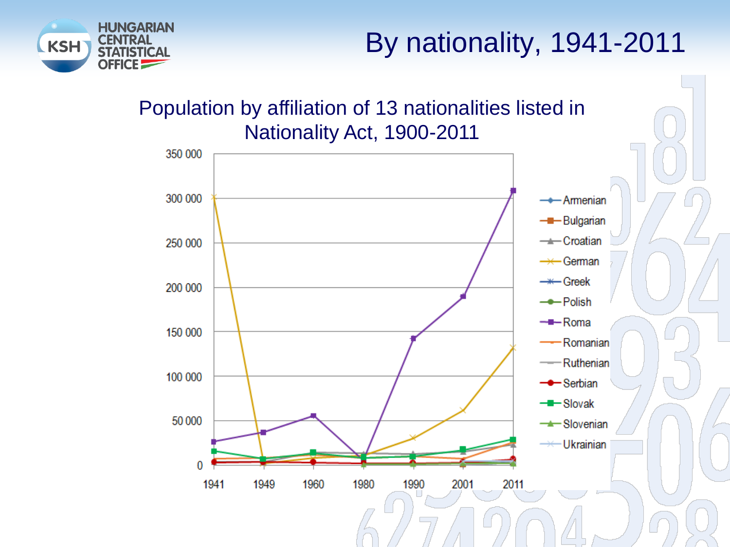# By nationality, 1941-2011

Population by affiliation of 13 nationalities listed in Nationality Act, 1900-2011

350 000
300 000
250 000
200 000
150 000
100 000
50 000
0

1941 1949 1960 1980 1990 2001 2011

- Armenian
- Bulgarian
- Croatian
- German
- Greek
- Polish
- Roma
- Romanian
- Ruthenian
- Serbian
- Slovak
- Slovenian
- Ukrainian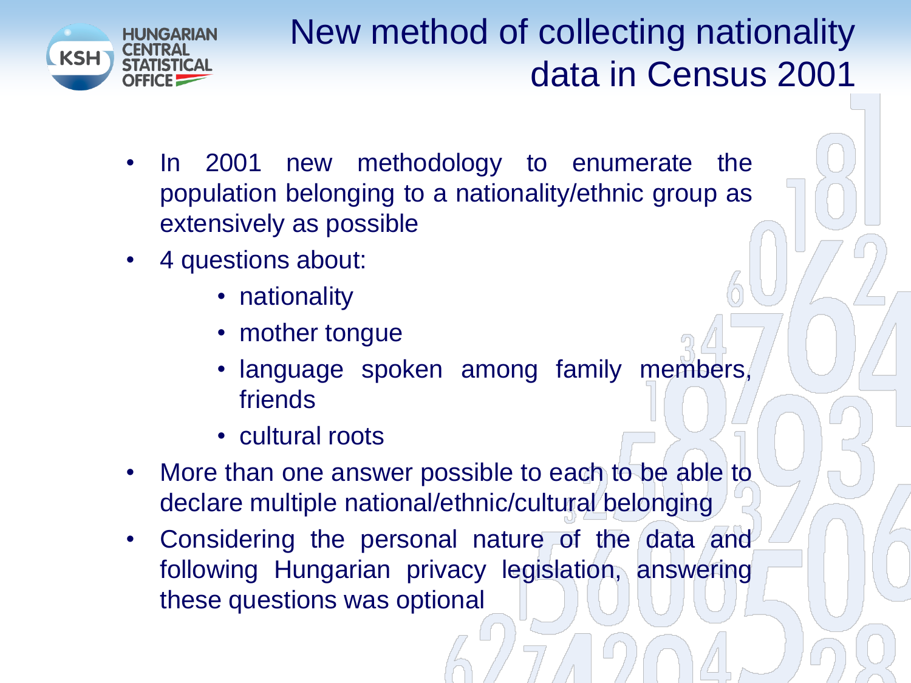# New method of collecting nationality data in Census 2001

- In 2001 new methodology to enumerate the population belonging to a nationality/ethnic group as extensively as possible
- 4 questions about:
  - nationality
  - mother tongue
  - language spoken among family members, friends
  - cultural roots
- More than one answer possible to each to be able to declare multiple national/ethnic/cultural belonging
- Considering the personal nature of the data and following Hungarian privacy legislation, answering these questions was optional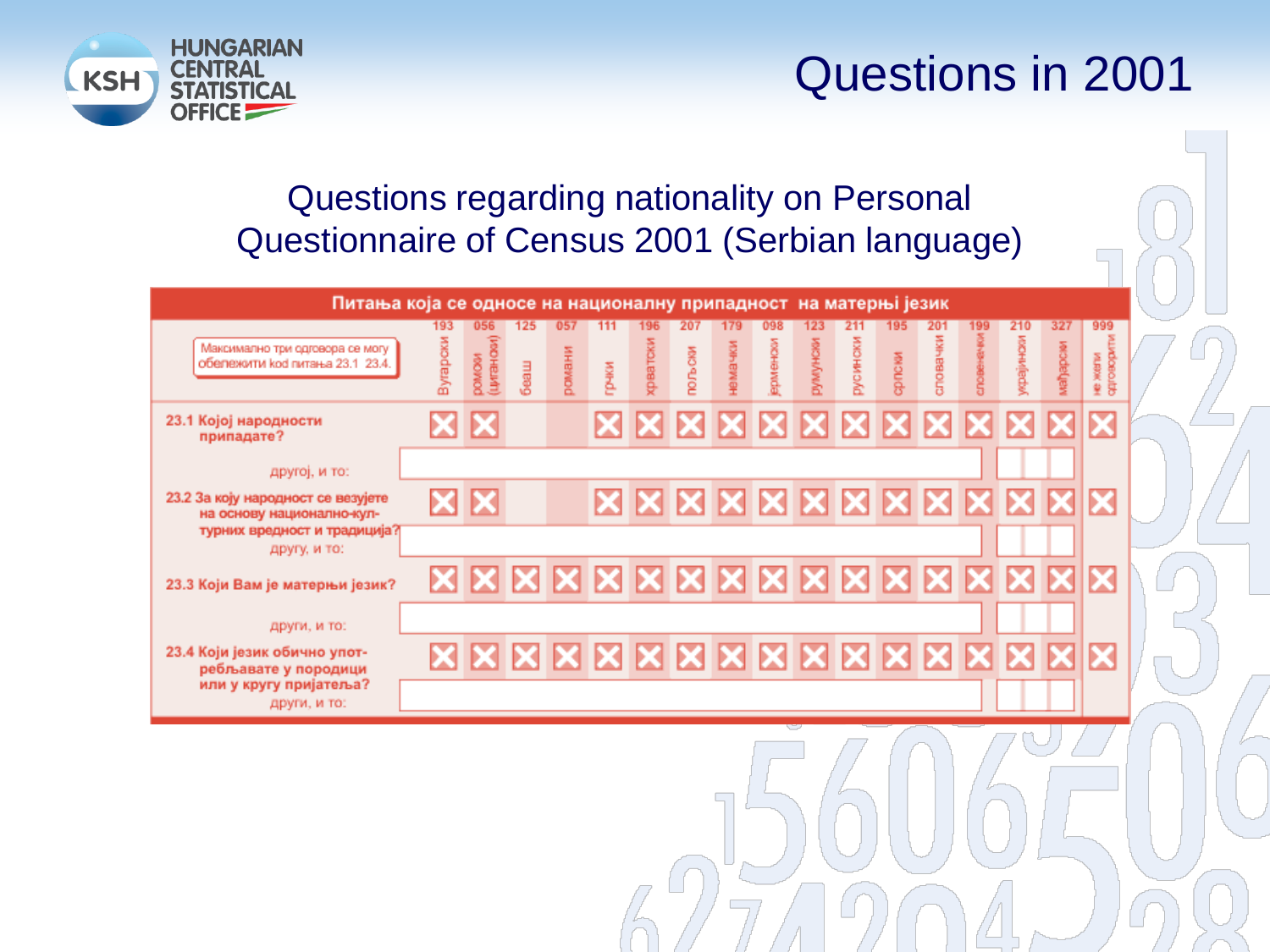# Questions in 2001

## Questions regarding nationality on Personal Questionnaire of Census 2001 (Serbian language)

**Питања која се односе на националну припадност на матерњи језик**

| Максимално три одговора се могу обележити kod питања 23.1 23.4. | 193 Бугарски | 056 ромски (цигански) | 125 беаш | 057 романи | 111 грчки | 196 хрватски | 207 пољски | 179 немачки | 098 јерменски | 123 румунски | 211 русински | 195 српски | 201 словачки | 199 словеначки | 210 украјински | 327 мађарски | 999 не желим одговорити |
|---|---|---|---|---|---|---|---|---|---|---|---|---|---|---|---|---|---|
| **23.1 Којој народности припадате?** | ☒ | ☒ | | | ☒ | ☒ | ☒ | ☒ | ☒ | ☒ | ☒ | ☒ | ☒ | ☒ | ☒ | ☒ | ☒ |
| другој, и то: | | | | | | | | | | | | | | | | | |
| **23.2 За коју народност се везујете на основу национално-културних вредност и традиција?** | ☒ | ☒ | | | ☒ | ☒ | ☒ | ☒ | ☒ | ☒ | ☒ | ☒ | ☒ | ☒ | ☒ | ☒ | ☒ |
| другу, и то: | | | | | | | | | | | | | | | | | |
| **23.3 Који Вам је матерњи језик?** | ☒ | ☒ | ☒ | ☒ | ☒ | ☒ | ☒ | ☒ | ☒ | ☒ | ☒ | ☒ | ☒ | ☒ | ☒ | ☒ | ☒ |
| други, и то: | | | | | | | | | | | | | | | | | |
| **23.4 Који језик обично употребљавате у породици или у кругу пријатеља?** | ☒ | ☒ | ☒ | ☒ | ☒ | ☒ | ☒ | ☒ | ☒ | ☒ | ☒ | ☒ | ☒ | ☒ | ☒ | ☒ | ☒ |
| други, и то: | | | | | | | | | | | | | | | | | |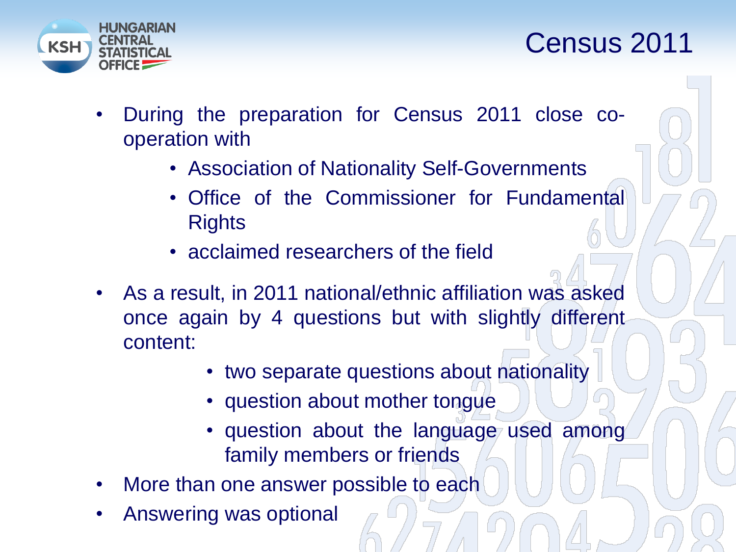# Census 2011

- During the preparation for Census 2011 close co-operation with
  - Association of Nationality Self-Governments
  - Office of the Commissioner for Fundamental Rights
  - acclaimed researchers of the field
- As a result, in 2011 national/ethnic affiliation was asked once again by 4 questions but with slightly different content:
  - two separate questions about nationality
  - question about mother tongue
  - question about the language used among family members or friends
- More than one answer possible to each
- Answering was optional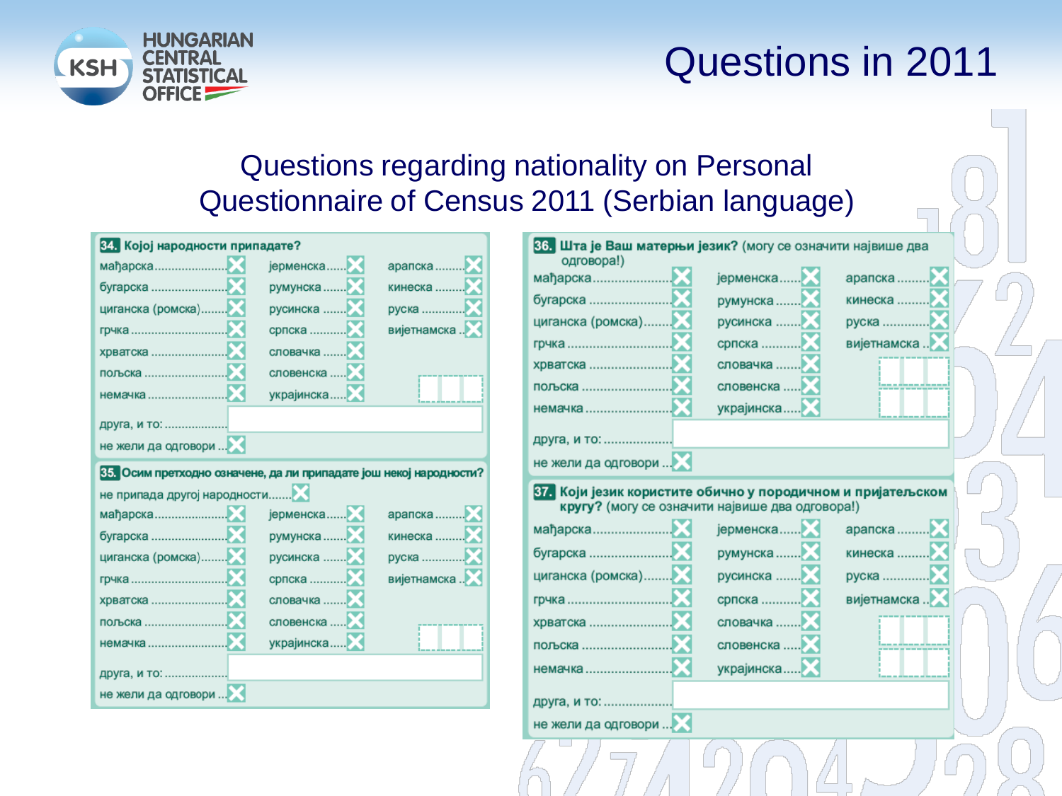# Questions in 2011

## Questions regarding nationality on Personal Questionnaire of Census 2011 (Serbian language)

**34. Којој народности припадате?**

| | | |
|---|---|---|
| мађарска | јерменска | арапска |
| бугарска | румунска | кинеска |
| циганска (ромска) | русинска | руска |
| грчка | српска | вијетнамска |
| хрватска | словачка | |
| пољска | словенска | |
| немачка | украјинска | |

друга, и то:

не жели да одговори

**35. Осим претходно означене, да ли припадате још некој народности?**

не припада другој народности

| | | |
|---|---|---|
| мађарска | јерменска | арапска |
| бугарска | румунска | кинеска |
| циганска (ромска) | русинска | руска |
| грчка | српска | вијетнамска |
| хрватска | словачка | |
| пољска | словенска | |
| немачка | украјинска | |

друга, и то:

не жели да одговори

**36. Шта је Ваш матерњи језик?** (могу се означити највише два одговора!)

| | | |
|---|---|---|
| мађарска | јерменска | арапска |
| бугарска | румунска | кинеска |
| циганска (ромска) | русинска | руска |
| грчка | српска | вијетнамска |
| хрватска | словачка | |
| пољска | словенска | |
| немачка | украјинска | |

друга, и то:

не жели да одговори

**37. Који језик користите обично у породичном и пријатељском кругу?** (могу се означити највише два одговора!)

| | | |
|---|---|---|
| мађарска | јерменска | арапска |
| бугарска | румунска | кинеска |
| циганска (ромска) | русинска | руска |
| грчка | српска | вијетнамска |
| хрватска | словачка | |
| пољска | словенска | |
| немачка | украјинска | |

друга, и то:

не жели да одговори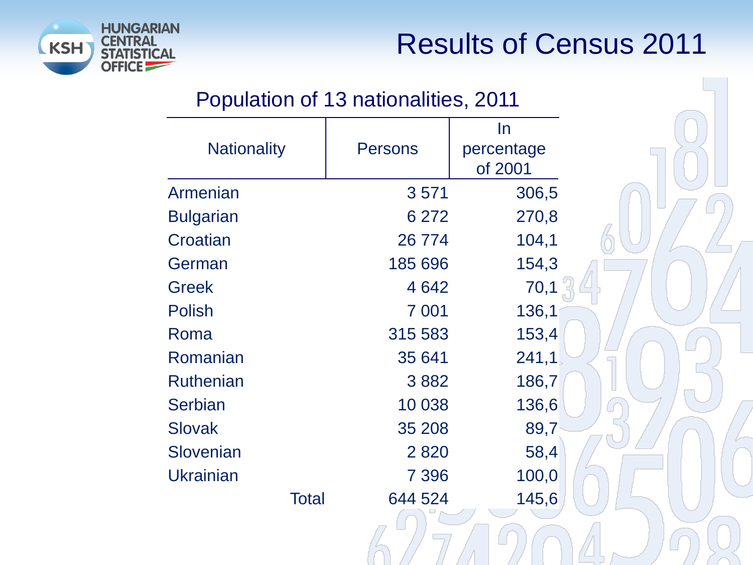# Results of Census 2011

## Population of 13 nationalities, 2011

| Nationality | Persons | In percentage of 2001 |
|---|---|---|
| Armenian | 3 571 | 306,5 |
| Bulgarian | 6 272 | 270,8 |
| Croatian | 26 774 | 104,1 |
| German | 185 696 | 154,3 |
| Greek | 4 642 | 70,1 |
| Polish | 7 001 | 136,1 |
| Roma | 315 583 | 153,4 |
| Romanian | 35 641 | 241,1 |
| Ruthenian | 3 882 | 186,7 |
| Serbian | 10 038 | 136,6 |
| Slovak | 35 208 | 89,7 |
| Slovenian | 2 820 | 58,4 |
| Ukrainian | 7 396 | 100,0 |
| Total | 644 524 | 145,6 |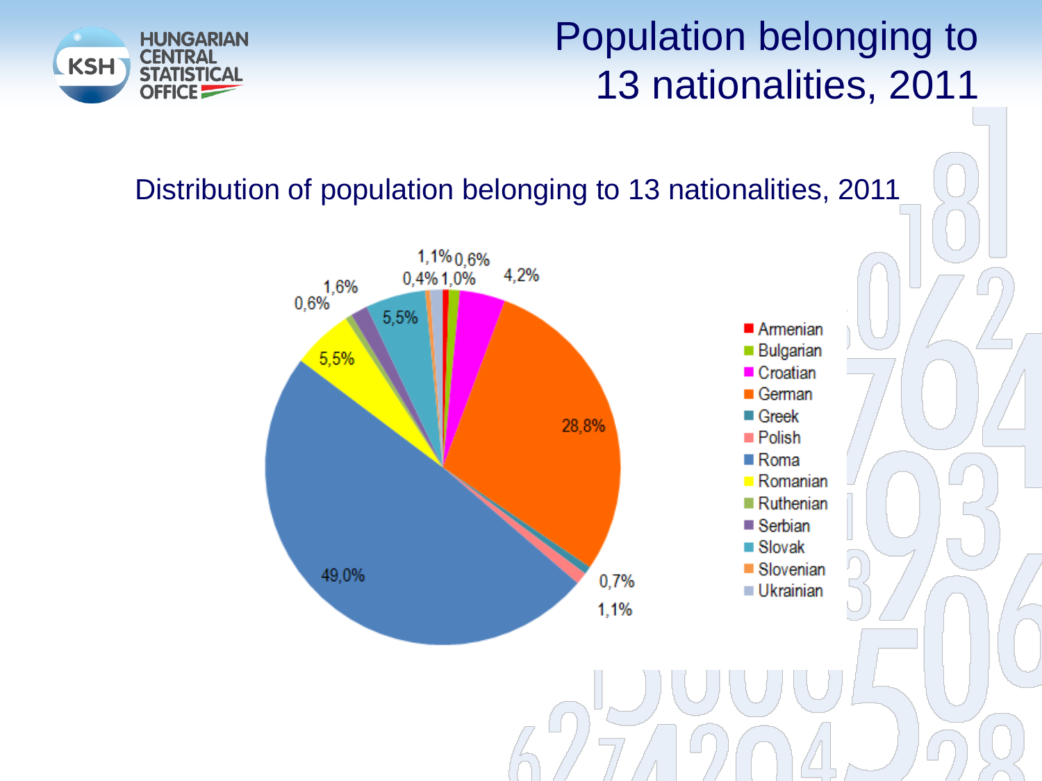# Population belonging to 13 nationalities, 2011

Distribution of population belonging to 13 nationalities, 2011

| Nationality | Share |
|---|---|
| Armenian | 0,6% |
| Bulgarian | 1,0% |
| Croatian | 4,2% |
| German | 28,8% |
| Greek | 0,7% |
| Polish | 1,1% |
| Roma | 49,0% |
| Romanian | 5,5% |
| Ruthenian | 0,6% |
| Serbian | 1,6% |
| Slovak | 5,5% |
| Slovenian | 0,4% |
| Ukrainian | 1,1% |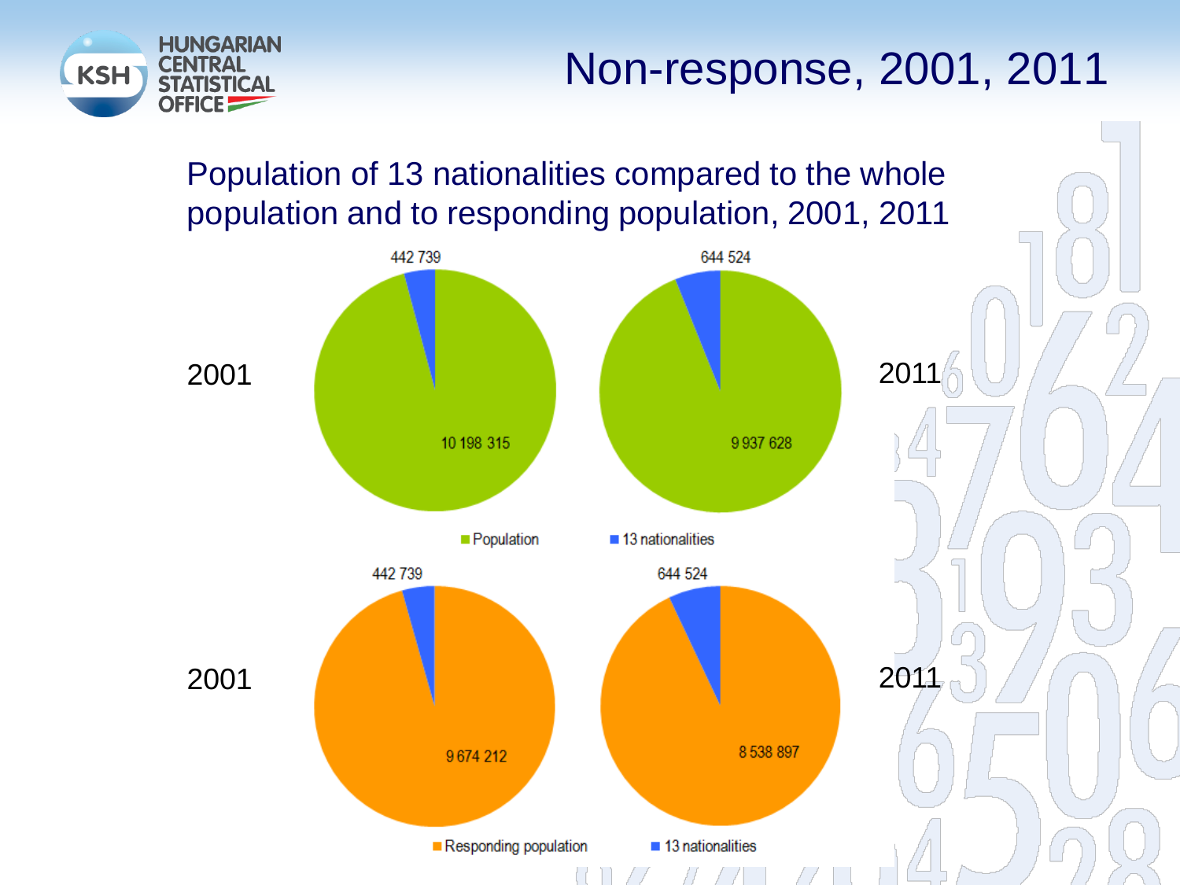# Non-response, 2001, 2011

Population of 13 nationalities compared to the whole population and to responding population, 2001, 2011

2001

- 13 nationalities: 442 739
- Population: 10 198 315

2011

- 13 nationalities: 644 524
- Population: 9 937 628

■ Population ■ 13 nationalities

2001

- 13 nationalities: 442 739
- Responding population: 9 674 212

2011

- 13 nationalities: 644 524
- Responding population: 8 538 897

■ Responding population ■ 13 nationalities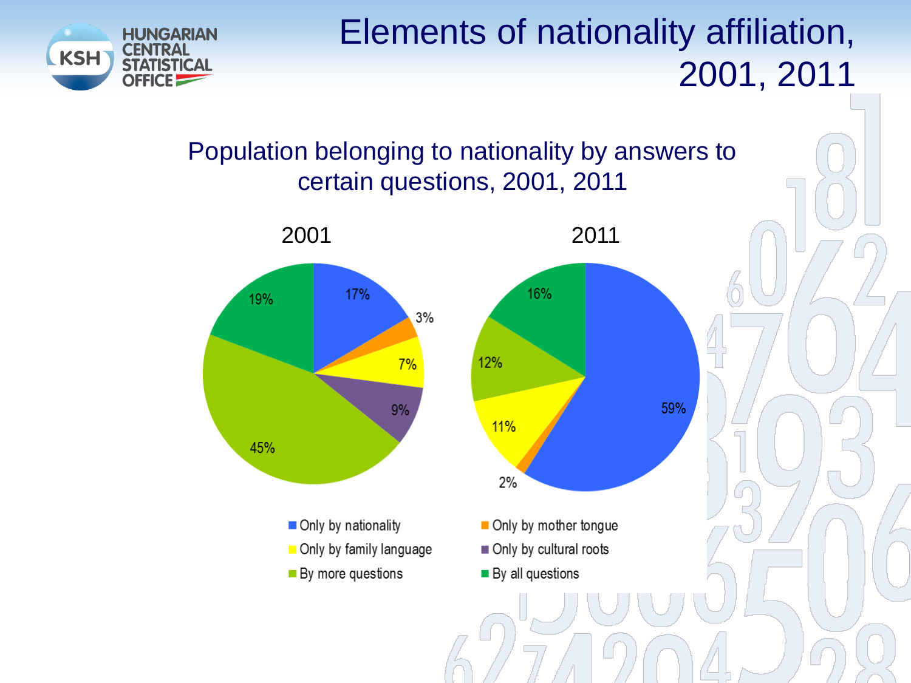# Elements of nationality affiliation, 2001, 2011

## Population belonging to nationality by answers to certain questions, 2001, 2011

| | 2001 | 2011 |
|---|---|---|
| Only by nationality | 17% | 59% |
| Only by mother tongue | 3% | 2% |
| Only by family language | 7% | 11% |
| Only by cultural roots | 9% | |
| By more questions | 45% | 12% |
| By all questions | 19% | 16% |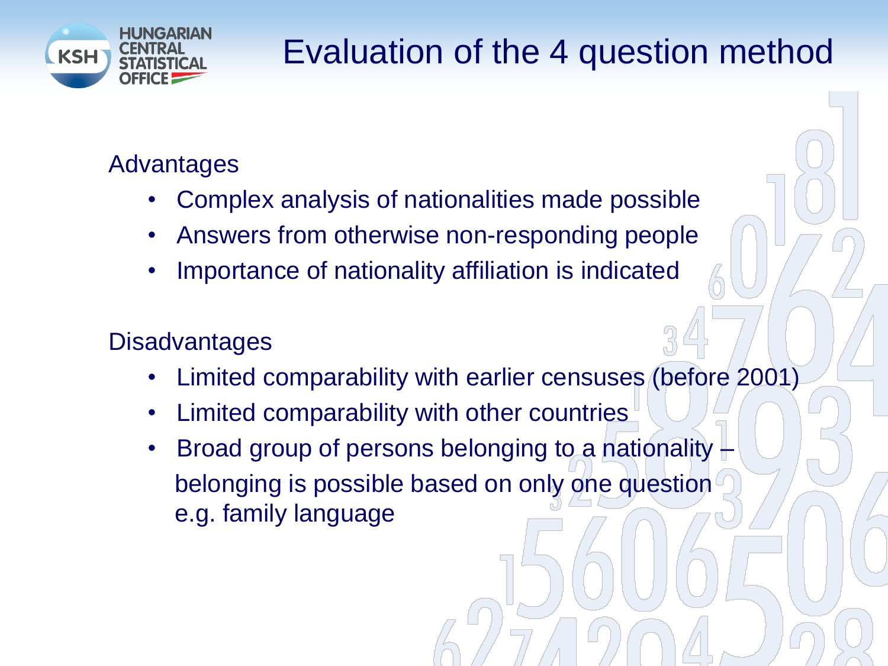# Evaluation of the 4 question method

Advantages

- Complex analysis of nationalities made possible
- Answers from otherwise non-responding people
- Importance of nationality affiliation is indicated

Disadvantages

- Limited comparability with earlier censuses (before 2001)
- Limited comparability with other countries
- Broad group of persons belonging to a nationality – belonging is possible based on only one question e.g. family language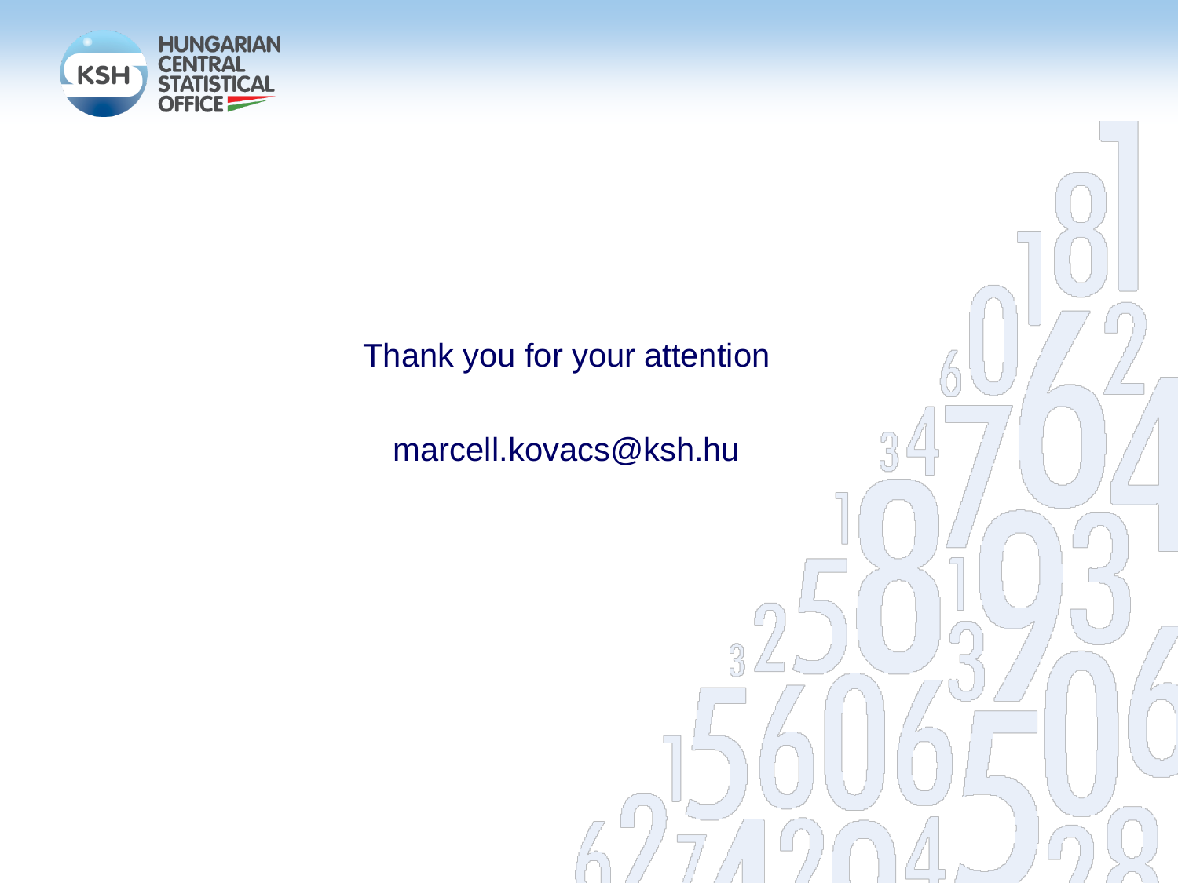Thank you for your attention

marcell.kovacs@ksh.hu